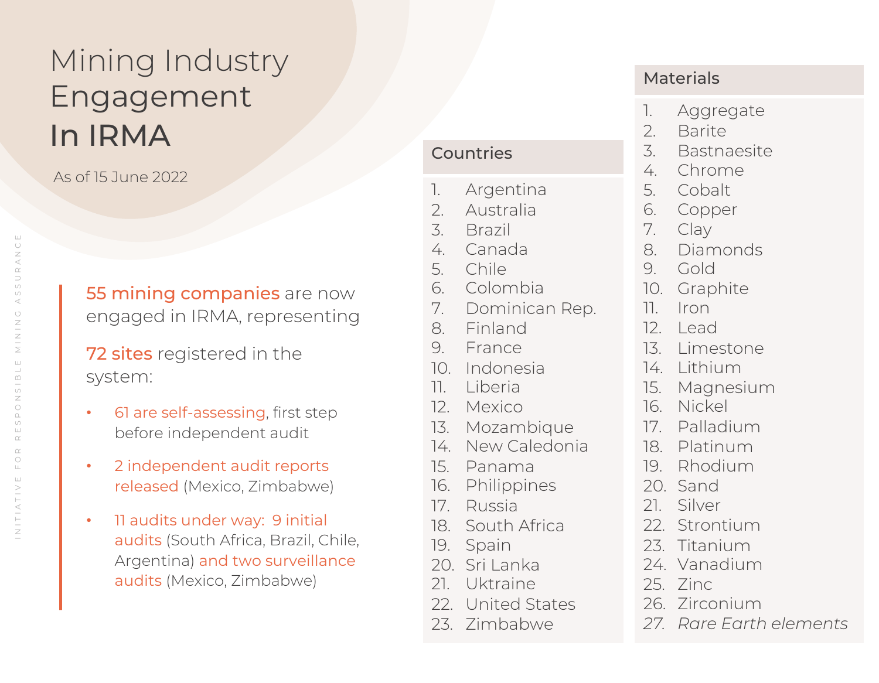# Mining Industry Engagement In IRMA

As of 15 June 2022

55 mining companies are now engaged in IRMA, representing

72 sites registered in the system:

- 61 are self-assessing, first step before independent audit
- 2 independent audit reports released (Mexico, Zimbabwe)
- 11 audits under way: 9 initial audits (South Africa, Brazil, Chile, Argentina) and two surveillance audits (Mexico, Zimbabwe)

## Countries

1. Argentina
2. Australia
3. Brazil
4. Canada
5. Chile
6. Colombia
7. Dominican Rep.
8. Finland
9. France
10. Indonesia
11. Liberia
12. Mexico
13. Mozambique
14. New Caledonia
15. Panama
16. Philippines
17. Russia
18. South Africa
19. Spain
20. Sri Lanka
21. Uktraine
22. United States
23. Zimbabwe

## Materials

1. Aggregate
2. Barite
3. Bastnaesite
4. Chrome
5. Cobalt
6. Copper
7. Clay
8. Diamonds
9. Gold
10. Graphite
11. Iron
12. Lead
13. Limestone
14. Lithium
15. Magnesium
16. Nickel
17. Palladium
18. Platinum
19. Rhodium
20. Sand
21. Silver
22. Strontium
23. Titanium
24. Vanadium
25. Zinc
26. Zirconium
27. *Rare Earth elements*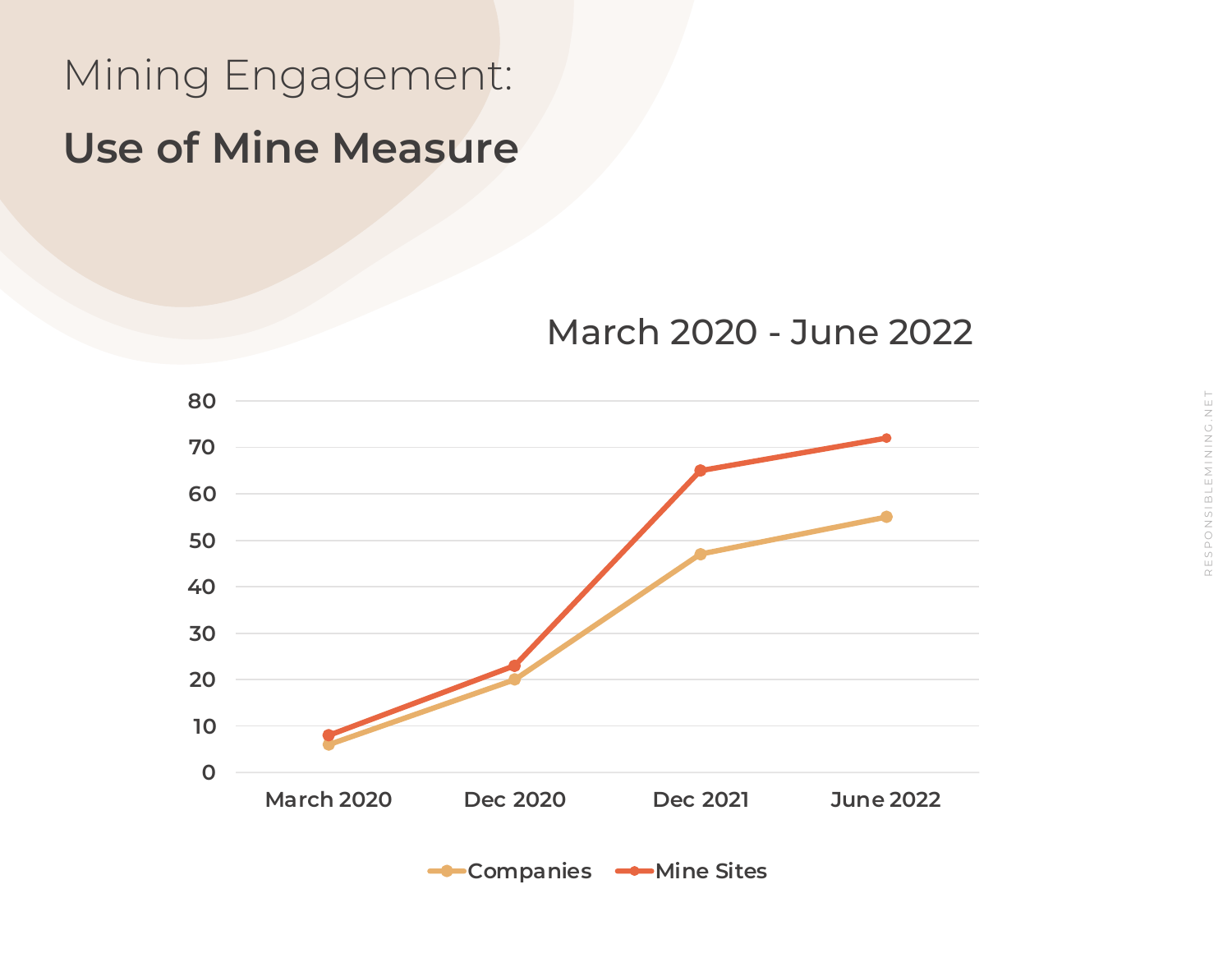# Mining Engagement:

## Use of Mine Measure

March 2020 - June 2022

80
70
60
50
40
30
20
10
0

March 2020
Dec 2020
Dec 2021
June 2022

Companies
Mine Sites

RESPONSIBLEMINING.NET